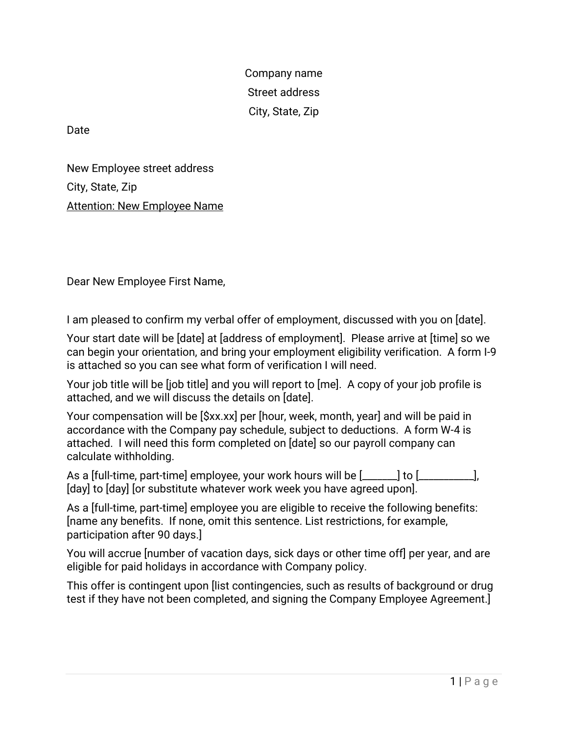Company name

Street address

City, State, Zip

Date

New Employee street address

City, State, Zip

Attention: New Employee Name

Dear New Employee First Name,

I am pleased to confirm my verbal offer of employment, discussed with you on [date].

Your start date will be [date] at [address of employment]. Please arrive at [time] so we can begin your orientation, and bring your employment eligibility verification. A form I-9 is attached so you can see what form of verification I will need.

Your job title will be [job title] and you will report to [me]. A copy of your job profile is attached, and we will discuss the details on [date].

Your compensation will be [$xx.xx] per [hour, week, month, year] and will be paid in accordance with the Company pay schedule, subject to deductions. A form W-4 is attached. I will need this form completed on [date] so our payroll company can calculate withholding.

As a [full-time, part-time] employee, your work hours will be [_______] to [___________], [day] to [day] [or substitute whatever work week you have agreed upon].

As a [full-time, part-time] employee you are eligible to receive the following benefits: [name any benefits. If none, omit this sentence. List restrictions, for example, participation after 90 days.]

You will accrue [number of vacation days, sick days or other time off] per year, and are eligible for paid holidays in accordance with Company policy.

This offer is contingent upon [list contingencies, such as results of background or drug test if they have not been completed, and signing the Company Employee Agreement.]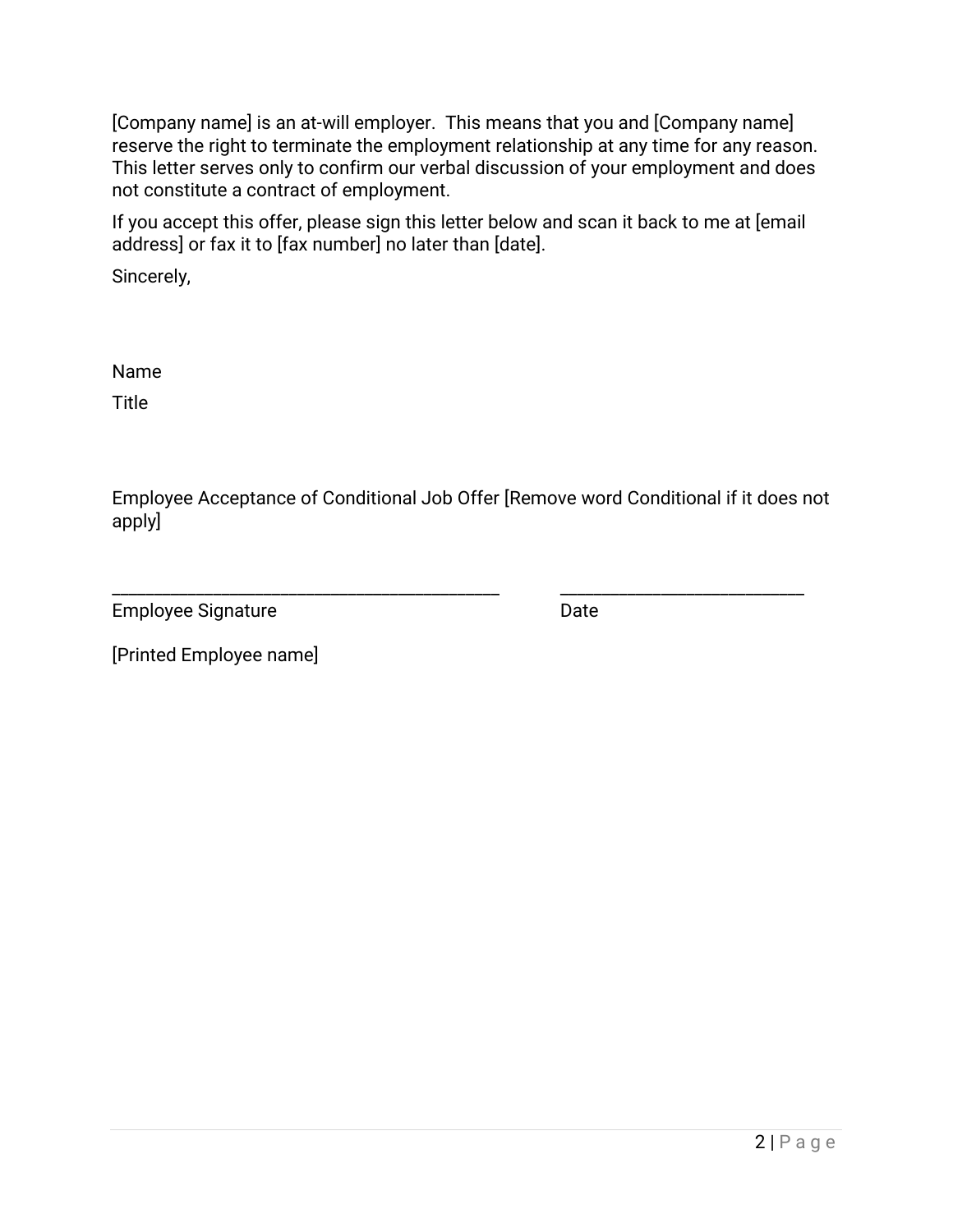[Company name] is an at-will employer. This means that you and [Company name] reserve the right to terminate the employment relationship at any time for any reason. This letter serves only to confirm our verbal discussion of your employment and does not constitute a contract of employment.

If you accept this offer, please sign this letter below and scan it back to me at [email address] or fax it to [fax number] no later than [date].

Sincerely,

Name

Title

Employee Acceptance of Conditional Job Offer [Remove word Conditional if it does not apply]

\_\_\_\_\_\_\_\_\_\_\_\_\_\_\_\_\_\_\_\_\_\_\_\_\_\_\_\_\_\_\_\_\_\_\_\_\_\_\_\_ \_\_\_\_\_\_\_\_\_\_\_\_\_\_\_\_\_\_\_\_\_\_\_\_\_\_

Employee Signature Date

[Printed Employee name]